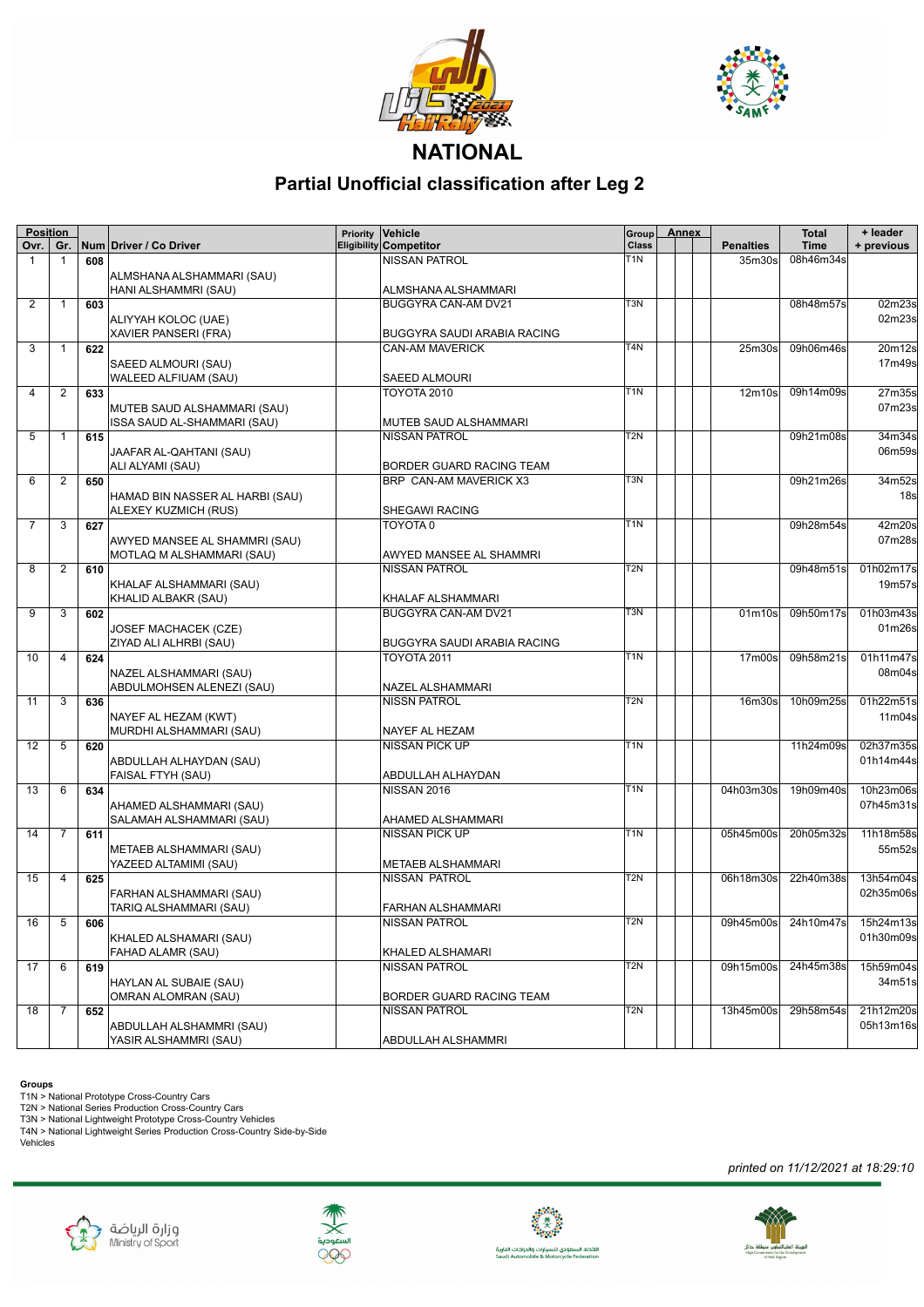# NATIONAL

## Partial Unofficial classification after Leg 2

| Position | | | | | | | | | | | | |
|---|---|---|---|---|---|---|---|---|---|---|---|---|
| Ovr. | Gr. | Num | Driver / Co Driver | Priority Eligibility | Vehicle / Competitor | Group Class | Annex | | | Penalties | Total Time | + leader + previous |
| 1 | 1 | 608 | ALMSHANA ALSHAMMARI (SAU) / HANI ALSHAMMRI (SAU) | | NISSAN PATROL / ALMSHANA ALSHAMMARI | T1N | | | | 35m30s | 08h46m34s | |
| 2 | 1 | 603 | ALIYYAH KOLOC (UAE) / XAVIER PANSERI (FRA) | | BUGGYRA CAN-AM DV21 / BUGGYRA SAUDI ARABIA RACING | T3N | | | | | 08h48m57s | 02m23s / 02m23s |
| 3 | 1 | 622 | SAEED ALMOURI (SAU) / WALEED ALFIUAM (SAU) | | CAN-AM MAVERICK / SAEED ALMOURI | T4N | | | | 25m30s | 09h06m46s | 20m12s / 17m49s |
| 4 | 2 | 633 | MUTEB SAUD ALSHAMMARI (SAU) / ISSA SAUD AL-SHAMMARI (SAU) | | TOYOTA 2010 / MUTEB SAUD ALSHAMMARI | T1N | | | | 12m10s | 09h14m09s | 27m35s / 07m23s |
| 5 | 1 | 615 | JAAFAR AL-QAHTANI (SAU) / ALI ALYAMI (SAU) | | NISSAN PATROL / BORDER GUARD RACING TEAM | T2N | | | | | 09h21m08s | 34m34s / 06m59s |
| 6 | 2 | 650 | HAMAD BIN NASSER AL HARBI (SAU) / ALEXEY KUZMICH (RUS) | | BRP CAN-AM MAVERICK X3 / SHEGAWI RACING | T3N | | | | | 09h21m26s | 34m52s / 18s |
| 7 | 3 | 627 | AWYED MANSEE AL SHAMMRI (SAU) / MOTLAQ M ALSHAMMARI (SAU) | | TOYOTA 0 / AWYED MANSEE AL SHAMMRI | T1N | | | | | 09h28m54s | 42m20s / 07m28s |
| 8 | 2 | 610 | KHALAF ALSHAMMARI (SAU) / KHALID ALBAKR (SAU) | | NISSAN PATROL / KHALAF ALSHAMMARI | T2N | | | | | 09h48m51s | 01h02m17s / 19m57s |
| 9 | 3 | 602 | JOSEF MACHACEK (CZE) / ZIYAD ALI ALHRBI (SAU) | | BUGGYRA CAN-AM DV21 / BUGGYRA SAUDI ARABIA RACING | T3N | | | | 01m10s | 09h50m17s | 01h03m43s / 01m26s |
| 10 | 4 | 624 | NAZEL ALSHAMMARI (SAU) / ABDULMOHSEN ALENEZI (SAU) | | TOYOTA 2011 / NAZEL ALSHAMMARI | T1N | | | | 17m00s | 09h58m21s | 01h11m47s / 08m04s |
| 11 | 3 | 636 | NAYEF AL HEZAM (KWT) / MURDHI ALSHAMMARI (SAU) | | NISSN PATROL / NAYEF AL HEZAM | T2N | | | | 16m30s | 10h09m25s | 01h22m51s / 11m04s |
| 12 | 5 | 620 | ABDULLAH ALHAYDAN (SAU) / FAISAL FTYH (SAU) | | NISSAN PICK UP / ABDULLAH ALHAYDAN | T1N | | | | | 11h24m09s | 02h37m35s / 01h14m44s |
| 13 | 6 | 634 | AHAMED ALSHAMMARI (SAU) / SALAMAH ALSHAMMARI (SAU) | | NISSAN 2016 / AHAMED ALSHAMMARI | T1N | | | | 04h03m30s | 19h09m40s | 10h23m06s / 07h45m31s |
| 14 | 7 | 611 | METAEB ALSHAMMARI (SAU) / YAZEED ALTAMIMI (SAU) | | NISSAN PICK UP / METAEB ALSHAMMARI | T1N | | | | 05h45m00s | 20h05m32s | 11h18m58s / 55m52s |
| 15 | 4 | 625 | FARHAN ALSHAMMARI (SAU) / TARIQ ALSHAMMARI (SAU) | | NISSAN PATROL / FARHAN ALSHAMMARI | T2N | | | | 06h18m30s | 22h40m38s | 13h54m04s / 02h35m06s |
| 16 | 5 | 606 | KHALED ALSHAMARI (SAU) / FAHAD ALAMR (SAU) | | NISSAN PATROL / KHALED ALSHAMARI | T2N | | | | 09h45m00s | 24h10m47s | 15h24m13s / 01h30m09s |
| 17 | 6 | 619 | HAYLAN AL SUBAIE (SAU) / OMRAN ALOMRAN (SAU) | | NISSAN PATROL / BORDER GUARD RACING TEAM | T2N | | | | 09h15m00s | 24h45m38s | 15h59m04s / 34m51s |
| 18 | 7 | 652 | ABDULLAH ALSHAMMRI (SAU) / YASIR ALSHAMMRI (SAU) | | NISSAN PATROL / ABDULLAH ALSHAMMRI | T2N | | | | 13h45m00s | 29h58m54s | 21h12m20s / 05h13m16s |

**Groups**

T1N > National Prototype Cross-Country Cars
T2N > National Series Production Cross-Country Cars
T3N > National Lightweight Prototype Cross-Country Vehicles
T4N > National Lightweight Series Production Cross-Country Side-by-Side Vehicles

*printed on 11/12/2021 at 18:29:10*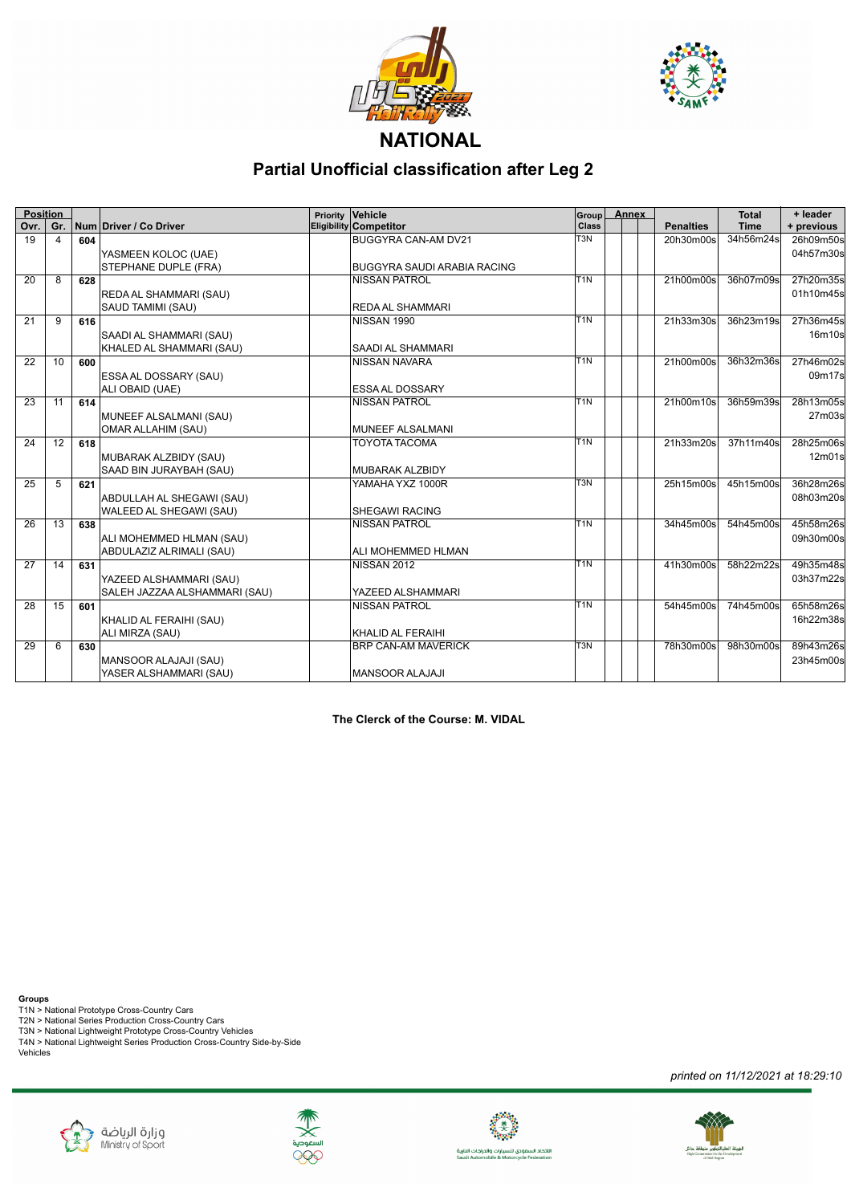# NATIONAL

## Partial Unofficial classification after Leg 2

| Position | | | | | | | | | | | | |
|---|---|---|---|---|---|---|---|---|---|---|---|---|
| Ovr. | Gr. | Num | Driver / Co Driver | Priority Eligibility | Vehicle / Competitor | Group / Class | Annex | | | Penalties | Total Time | + leader + previous |
| 19 | 4 | 604 | YASMEEN KOLOC (UAE) / STEPHANE DUPLE (FRA) | | BUGGYRA CAN-AM DV21 / BUGGYRA SAUDI ARABIA RACING | T3N | | | | 20h30m00s | 34h56m24s | 26h09m50s / 04h57m30s |
| 20 | 8 | 628 | REDA AL SHAMMARI (SAU) / SAUD TAMIMI (SAU) | | NISSAN PATROL / REDA AL SHAMMARI | T1N | | | | 21h00m00s | 36h07m09s | 27h20m35s / 01h10m45s |
| 21 | 9 | 616 | SAADI AL SHAMMARI (SAU) / KHALED AL SHAMMARI (SAU) | | NISSAN 1990 / SAADI AL SHAMMARI | T1N | | | | 21h33m30s | 36h23m19s | 27h36m45s / 16m10s |
| 22 | 10 | 600 | ESSA AL DOSSARY (SAU) / ALI OBAID (UAE) | | NISSAN NAVARA / ESSA AL DOSSARY | T1N | | | | 21h00m00s | 36h32m36s | 27h46m02s / 09m17s |
| 23 | 11 | 614 | MUNEEF ALSALMANI (SAU) / OMAR ALLAHIM (SAU) | | NISSAN PATROL / MUNEEF ALSALMANI | T1N | | | | 21h00m10s | 36h59m39s | 28h13m05s / 27m03s |
| 24 | 12 | 618 | MUBARAK ALZBIDY (SAU) / SAAD BIN JURAYBAH (SAU) | | TOYOTA TACOMA / MUBARAK ALZBIDY | T1N | | | | 21h33m20s | 37h11m40s | 28h25m06s / 12m01s |
| 25 | 5 | 621 | ABDULLAH AL SHEGAWI (SAU) / WALEED AL SHEGAWI (SAU) | | YAMAHA YXZ 1000R / SHEGAWI RACING | T3N | | | | 25h15m00s | 45h15m00s | 36h28m26s / 08h03m20s |
| 26 | 13 | 638 | ALI MOHEMMED HLMAN (SAU) / ABDULAZIZ ALRIMALI (SAU) | | NISSAN PATROL / ALI MOHEMMED HLMAN | T1N | | | | 34h45m00s | 54h45m00s | 45h58m26s / 09h30m00s |
| 27 | 14 | 631 | YAZEED ALSHAMMARI (SAU) / SALEH JAZZAA ALSHAMMARI (SAU) | | NISSAN 2012 / YAZEED ALSHAMMARI | T1N | | | | 41h30m00s | 58h22m22s | 49h35m48s / 03h37m22s |
| 28 | 15 | 601 | KHALID AL FERAIHI (SAU) / ALI MIRZA (SAU) | | NISSAN PATROL / KHALID AL FERAIHI | T1N | | | | 54h45m00s | 74h45m00s | 65h58m26s / 16h22m38s |
| 29 | 6 | 630 | MANSOOR ALAJAJI (SAU) / YASER ALSHAMMARI (SAU) | | BRP CAN-AM MAVERICK / MANSOOR ALAJAJI | T3N | | | | 78h30m00s | 98h30m00s | 89h43m26s / 23h45m00s |

**The Clerck of the Course: M. VIDAL**

**Groups**
T1N > National Prototype Cross-Country Cars
T2N > National Series Production Cross-Country Cars
T3N > National Lightweight Prototype Cross-Country Vehicles
T4N > National Lightweight Series Production Cross-Country Side-by-Side Vehicles

*printed on 11/12/2021 at 18:29:10*